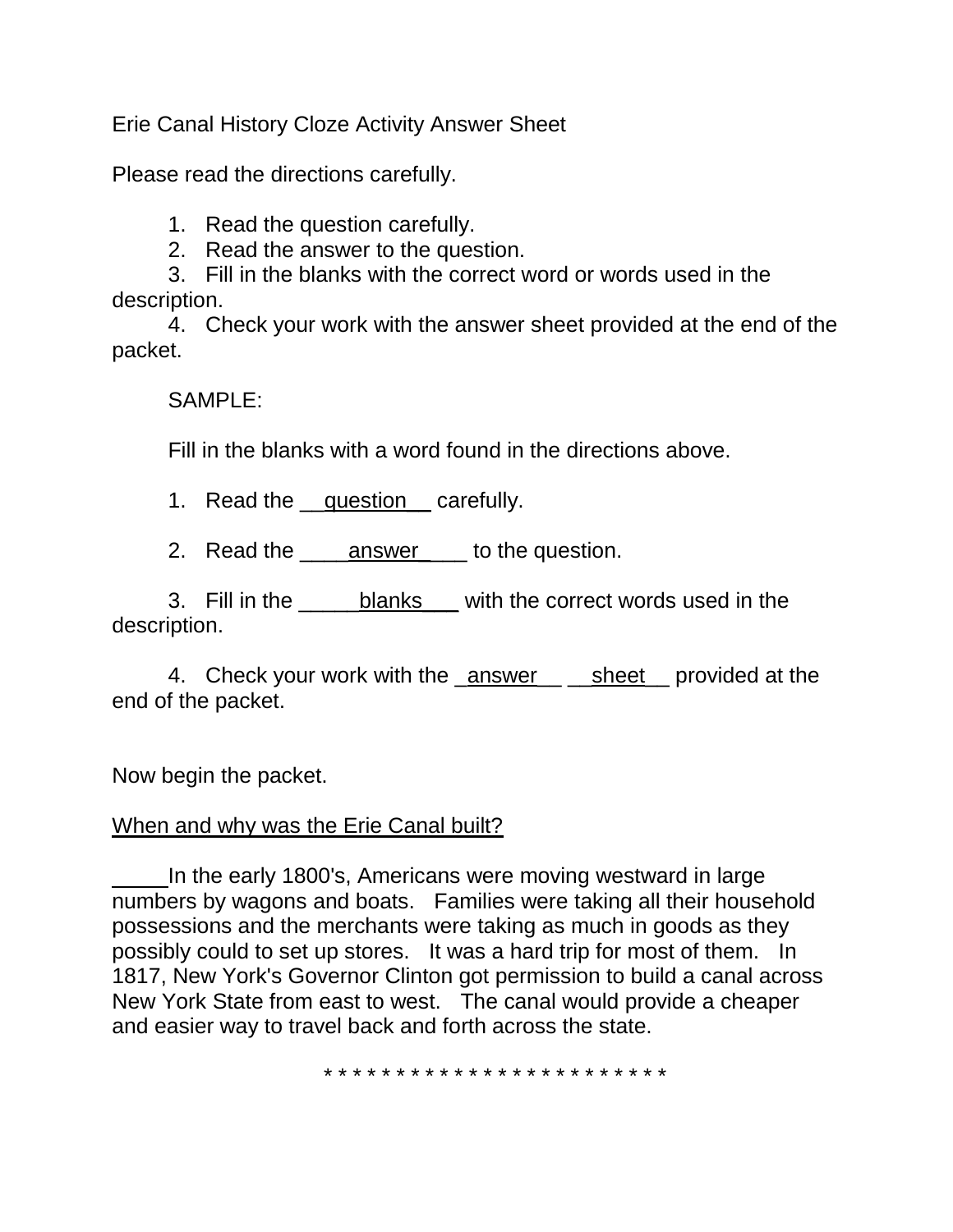Erie Canal History Cloze Activity Answer Sheet

Please read the directions carefully.

1. Read the question carefully.
2. Read the answer to the question.
3. Fill in the blanks with the correct word or words used in the description.
4. Check your work with the answer sheet provided at the end of the packet.

SAMPLE:

Fill in the blanks with a word found in the directions above.

1. Read the __question__ carefully.

2. Read the ____answer____ to the question.

3. Fill in the _____blanks___ with the correct words used in the description.

4. Check your work with the _answer__ __sheet__ provided at the end of the packet.

Now begin the packet.

When and why was the Erie Canal built?

_____In the early 1800's, Americans were moving westward in large numbers by wagons and boats. Families were taking all their household possessions and the merchants were taking as much in goods as they possibly could to set up stores. It was a hard trip for most of them. In 1817, New York's Governor Clinton got permission to build a canal across New York State from east to west. The canal would provide a cheaper and easier way to travel back and forth across the state.

* * * * * * * * * * * * * * * * * * * * * * * *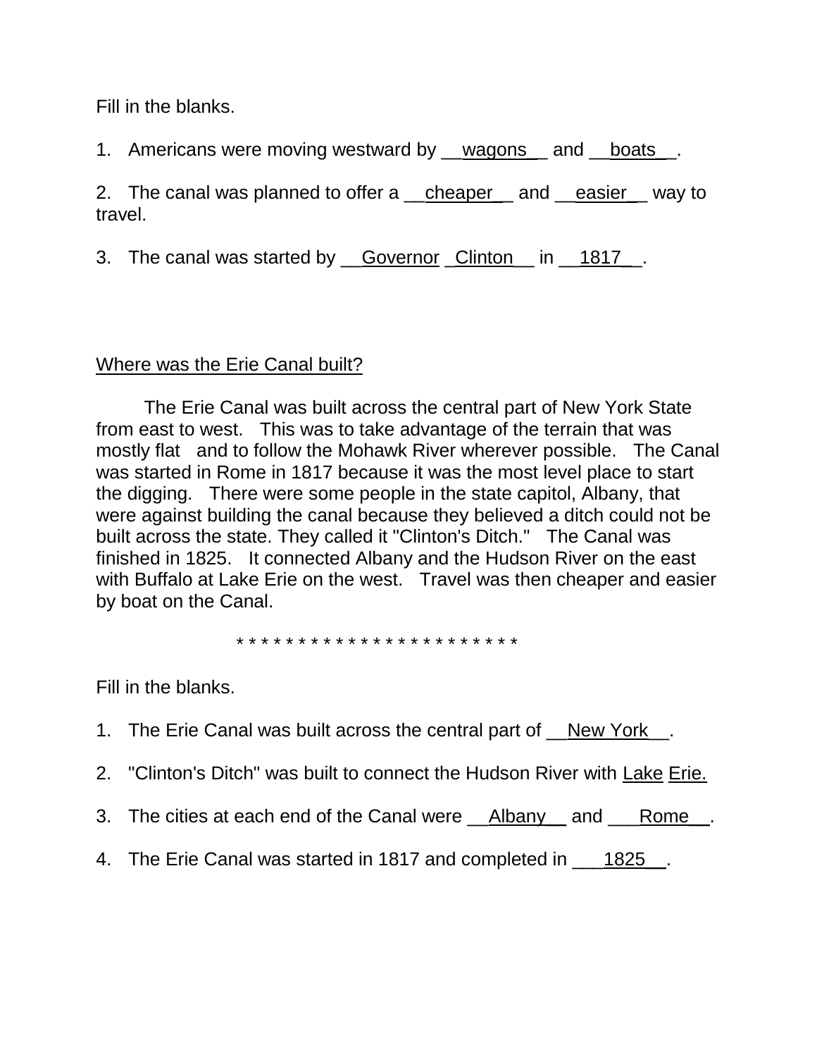Fill in the blanks.

1. Americans were moving westward by __wagons__ and __boats__.

2. The canal was planned to offer a __cheaper__ and __easier__ way to travel.

3. The canal was started by __Governor _Clinton__ in __1817__.

Where was the Erie Canal built?

The Erie Canal was built across the central part of New York State from east to west. This was to take advantage of the terrain that was mostly flat and to follow the Mohawk River wherever possible. The Canal was started in Rome in 1817 because it was the most level place to start the digging. There were some people in the state capitol, Albany, that were against building the canal because they believed a ditch could not be built across the state. They called it "Clinton's Ditch." The Canal was finished in 1825. It connected Albany and the Hudson River on the east with Buffalo at Lake Erie on the west. Travel was then cheaper and easier by boat on the Canal.

* * * * * * * * * * * * * * * * * * * * * * *

Fill in the blanks.

1. The Erie Canal was built across the central part of __New York__.

2. "Clinton's Ditch" was built to connect the Hudson River with Lake Erie.

3. The cities at each end of the Canal were __Albany__ and ___Rome__.

4. The Erie Canal was started in 1817 and completed in ___1825__.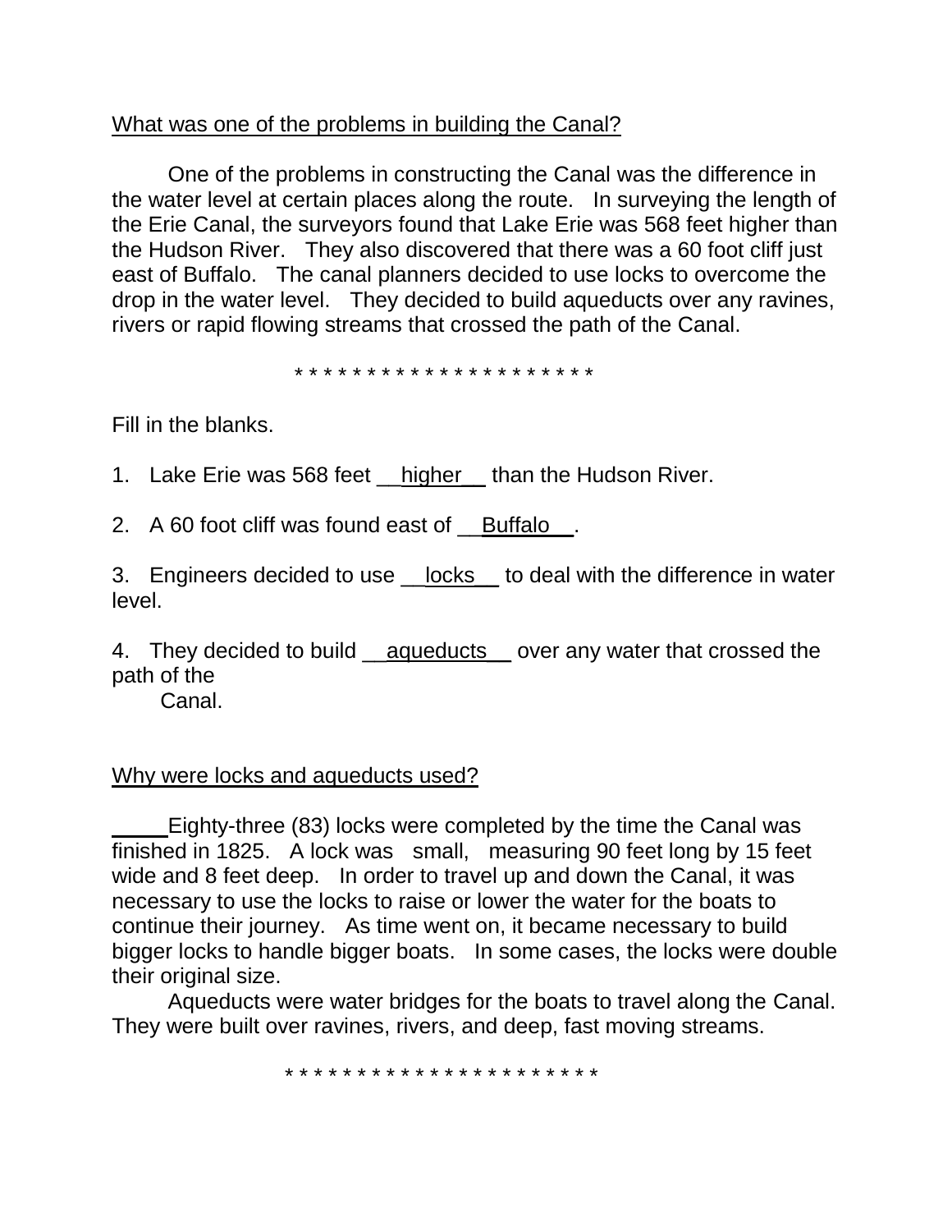What was one of the problems in building the Canal?

One of the problems in constructing the Canal was the difference in the water level at certain places along the route. In surveying the length of the Erie Canal, the surveyors found that Lake Erie was 568 feet higher than the Hudson River. They also discovered that there was a 60 foot cliff just east of Buffalo. The canal planners decided to use locks to overcome the drop in the water level. They decided to build aqueducts over any ravines, rivers or rapid flowing streams that crossed the path of the Canal.

* * * * * * * * * * * * * * * * * * * * *

Fill in the blanks.

1. Lake Erie was 568 feet __higher__ than the Hudson River.

2. A 60 foot cliff was found east of __Buffalo__.

3. Engineers decided to use __locks__ to deal with the difference in water level.

4. They decided to build __aqueducts__ over any water that crossed the path of the Canal.

Why were locks and aqueducts used?

Eighty-three (83) locks were completed by the time the Canal was finished in 1825. A lock was small, measuring 90 feet long by 15 feet wide and 8 feet deep. In order to travel up and down the Canal, it was necessary to use the locks to raise or lower the water for the boats to continue their journey. As time went on, it became necessary to build bigger locks to handle bigger boats. In some cases, the locks were double their original size.

Aqueducts were water bridges for the boats to travel along the Canal. They were built over ravines, rivers, and deep, fast moving streams.

* * * * * * * * * * * * * * * * * * * * * *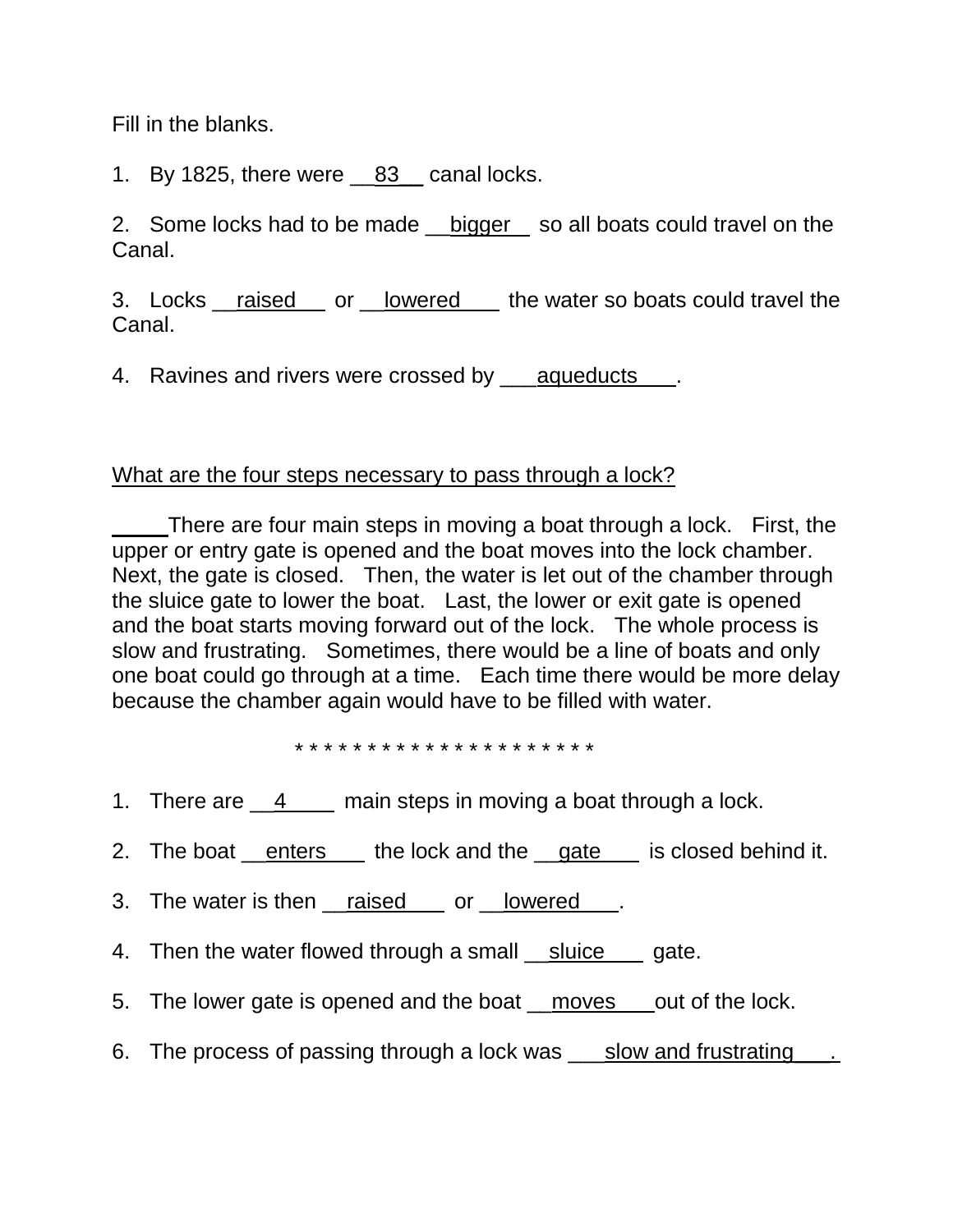Fill in the blanks.

1. By 1825, there were __83__ canal locks.

2. Some locks had to be made __bigger__ so all boats could travel on the Canal.

3. Locks __raised__ or __lowered__ the water so boats could travel the Canal.

4. Ravines and rivers were crossed by ___aqueducts___.

What are the four steps necessary to pass through a lock?

There are four main steps in moving a boat through a lock. First, the upper or entry gate is opened and the boat moves into the lock chamber. Next, the gate is closed. Then, the water is let out of the chamber through the sluice gate to lower the boat. Last, the lower or exit gate is opened and the boat starts moving forward out of the lock. The whole process is slow and frustrating. Sometimes, there would be a line of boats and only one boat could go through at a time. Each time there would be more delay because the chamber again would have to be filled with water.

* * * * * * * * * * * * * * * * * * * *

1. There are __4__ main steps in moving a boat through a lock.

2. The boat __enters__ the lock and the __gate__ is closed behind it.

3. The water is then __raised__ or __lowered__.

4. Then the water flowed through a small __sluice__ gate.

5. The lower gate is opened and the boat __moves__ out of the lock.

6. The process of passing through a lock was ___slow and frustrating___.